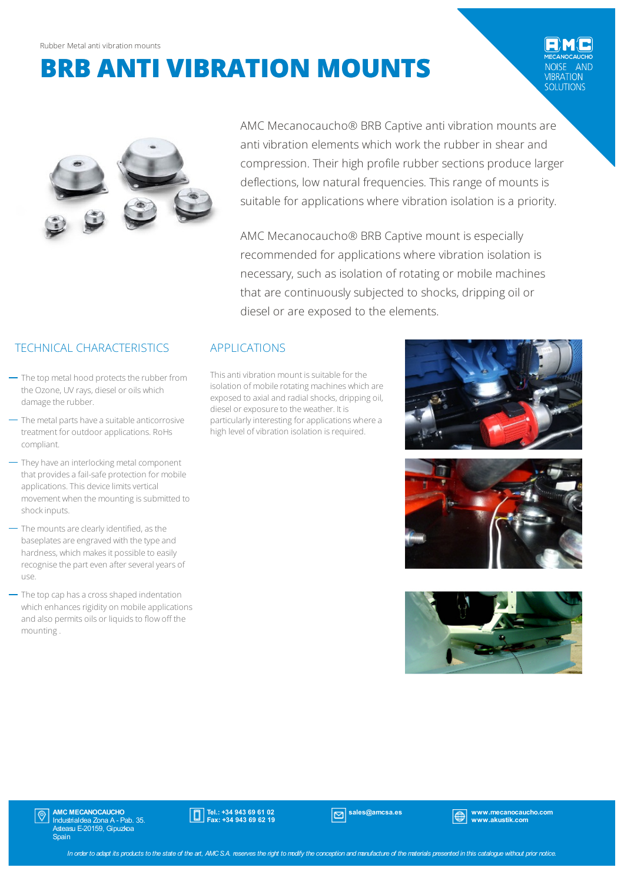Rubber Metal anti vibration mounts

# BRB ANTI VIBRATION MOUNTS

AMC MECANOCAUCHO
NOISE AND VIBRATION SOLUTIONS

AMC Mecanocaucho® BRB Captive anti vibration mounts are anti vibration elements which work the rubber in shear and compression. Their high profile rubber sections produce larger deflections, low natural frequencies. This range of mounts is suitable for applications where vibration isolation is a priority.

AMC Mecanocaucho® BRB Captive mount is especially recommended for applications where vibration isolation is necessary, such as isolation of rotating or mobile machines that are continuously subjected to shocks, dripping oil or diesel or are exposed to the elements.

## TECHNICAL CHARACTERISTICS

- The top metal hood protects the rubber from the Ozone, UV rays, diesel or oils which damage the rubber.
- The metal parts have a suitable anticorrosive treatment for outdoor applications. RoHs compliant.
- They have an interlocking metal component that provides a fail-safe protection for mobile applications. This device limits vertical movement when the mounting is submitted to shock inputs.
- The mounts are clearly identified, as the baseplates are engraved with the type and hardness, which makes it possible to easily recognise the part even after several years of use.
- The top cap has a cross shaped indentation which enhances rigidity on mobile applications and also permits oils or liquids to flow off the mounting .

## APPLICATIONS

This anti vibration mount is suitable for the isolation of mobile rotating machines which are exposed to axial and radial shocks, dripping oil, diesel or exposure to the weather. It is particularly interesting for applications where a high level of vibration isolation is required.

**AMC MECANOCAUCHO**
Industrialdea Zona A - Pab. 35.
Asteasu E-20159, Gipuzkoa
Spain

**Tel.: +34 943 69 61 02**
**Fax: +34 943 69 62 19**

**sales@amcsa.es**

**www.mecanocaucho.com**
**www.akustik.com**

*In order to adapt its products to the state of the art, AMC S.A. reserves the right to modify the conception and manufacture of the materials presented in this catalogue without prior notice.*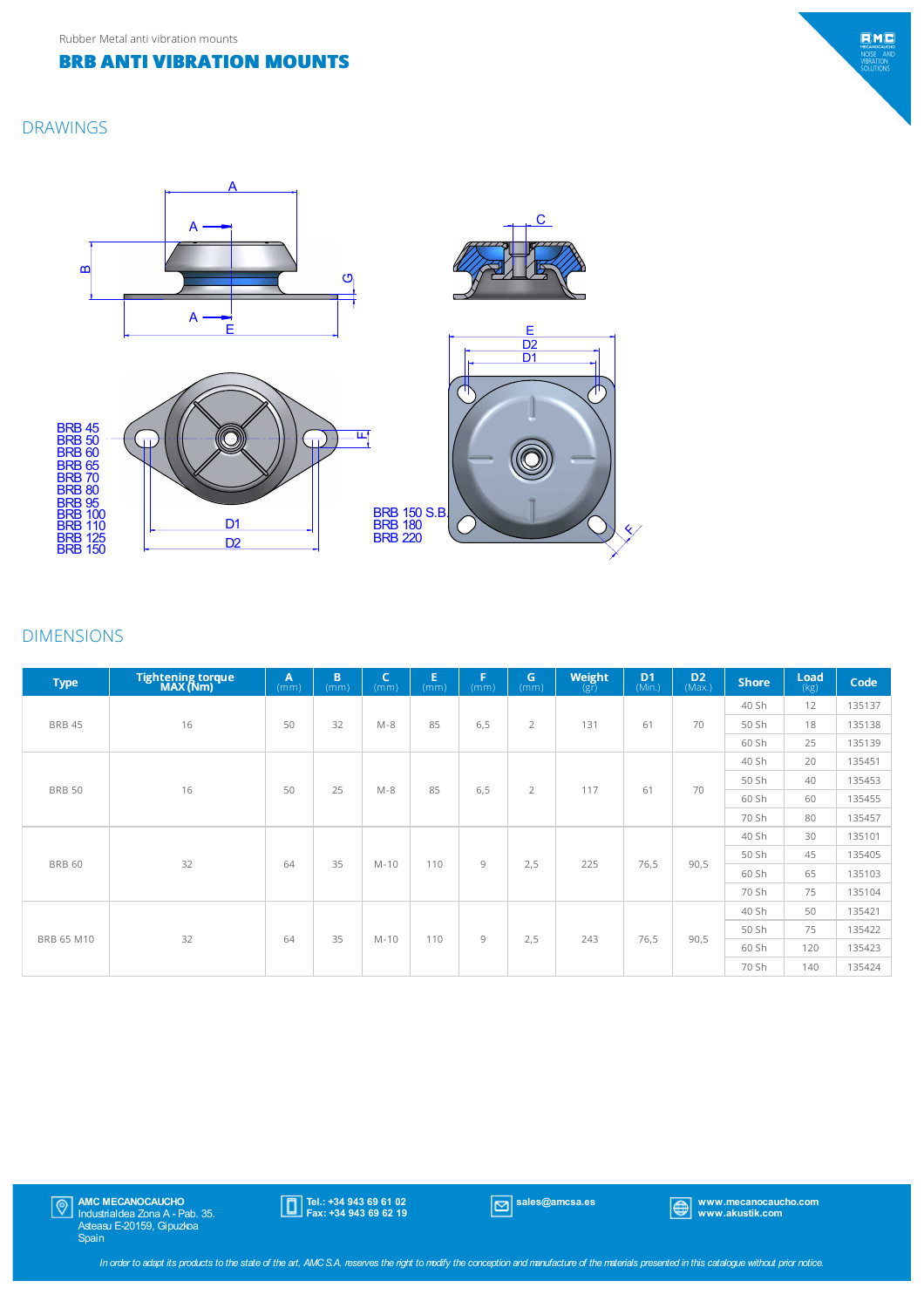Rubber Metal anti vibration mounts

# BRB ANTI VIBRATION MOUNTS

## DRAWINGS

BRB 45
BRB 50
BRB 60
BRB 65
BRB 70
BRB 80
BRB 95
BRB 100
BRB 110
BRB 125
BRB 150

BRB 150 S.B.
BRB 180
BRB 220

## DIMENSIONS

| Type | Tightening torque MAX (Nm) | A (mm) | B (mm) | C (mm) | E (mm) | F (mm) | G (mm) | Weight (gr) | D1 (Min.) | D2 (Max.) | Shore | Load (kg) | Code |
|---|---|---|---|---|---|---|---|---|---|---|---|---|---|
| BRB 45 | 16 | 50 | 32 | M-8 | 85 | 6,5 | 2 | 131 | 61 | 70 | 40 Sh | 12 | 135137 |
| | | | | | | | | | | | 50 Sh | 18 | 135138 |
| | | | | | | | | | | | 60 Sh | 25 | 135139 |
| BRB 50 | 16 | 50 | 25 | M-8 | 85 | 6,5 | 2 | 117 | 61 | 70 | 40 Sh | 20 | 135451 |
| | | | | | | | | | | | 50 Sh | 40 | 135453 |
| | | | | | | | | | | | 60 Sh | 60 | 135455 |
| | | | | | | | | | | | 70 Sh | 80 | 135457 |
| BRB 60 | 32 | 64 | 35 | M-10 | 110 | 9 | 2,5 | 225 | 76,5 | 90,5 | 40 Sh | 30 | 135101 |
| | | | | | | | | | | | 50 Sh | 45 | 135405 |
| | | | | | | | | | | | 60 Sh | 65 | 135103 |
| | | | | | | | | | | | 70 Sh | 75 | 135104 |
| BRB 65 M10 | 32 | 64 | 35 | M-10 | 110 | 9 | 2,5 | 243 | 76,5 | 90,5 | 40 Sh | 50 | 135421 |
| | | | | | | | | | | | 50 Sh | 75 | 135422 |
| | | | | | | | | | | | 60 Sh | 120 | 135423 |
| | | | | | | | | | | | 70 Sh | 140 | 135424 |

**AMC MECANOCAUCHO**
Industrialdea Zona A - Pab. 35.
Asteasu E-20159, Gipuzkoa
Spain

**Tel.: +34 943 69 61 02**
**Fax: +34 943 69 62 19**

**sales@amcsa.es**

**www.mecanocaucho.com**
**www.akustik.com**

*In order to adapt its products to the state of the art, AMC S.A. reserves the right to modify the conception and manufacture of the materials presented in this catalogue without prior notice.*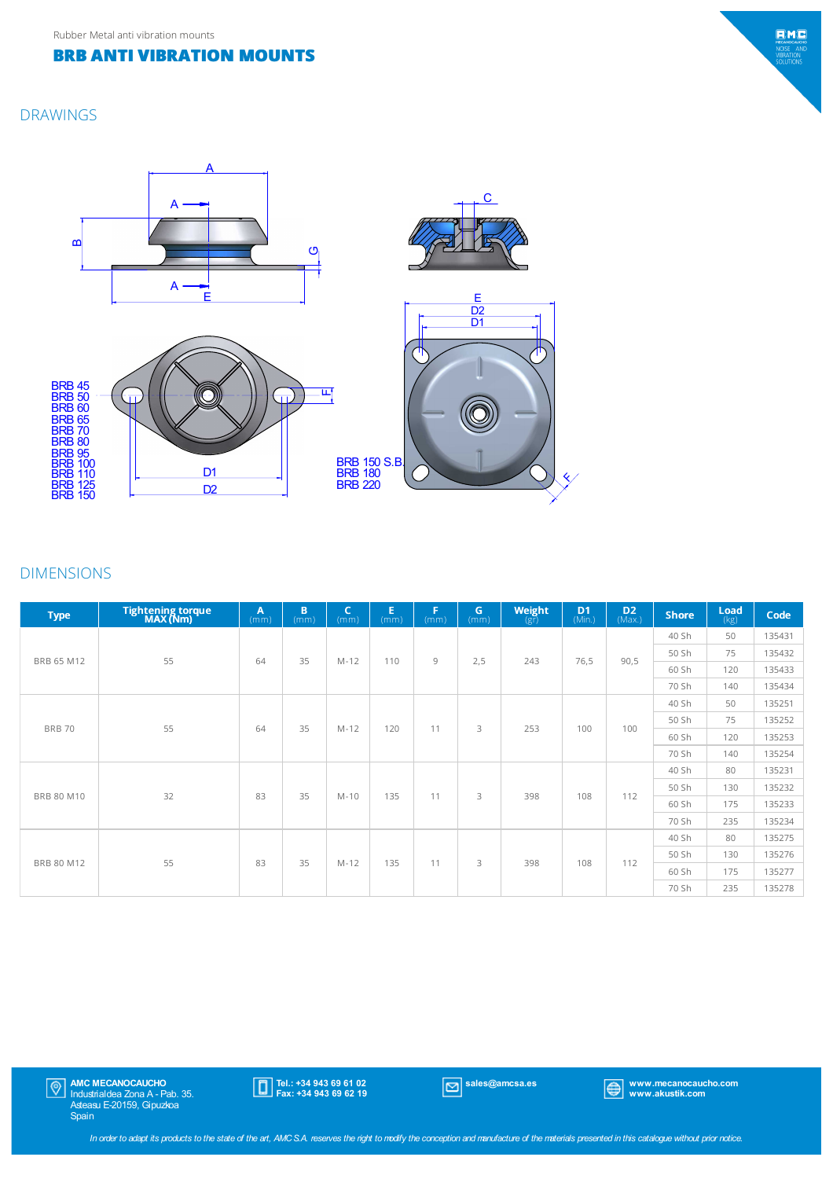Rubber Metal anti vibration mounts

# BRB ANTI VIBRATION MOUNTS

## DRAWINGS

BRB 45
BRB 50
BRB 60
BRB 65
BRB 70
BRB 80
BRB 95
BRB 100
BRB 110
BRB 125
BRB 150

BRB 150 S.B.
BRB 180
BRB 220

## DIMENSIONS

| Type | Tightening torque MAX (Nm) | A (mm) | B (mm) | C (mm) | E (mm) | F (mm) | G (mm) | Weight (gr) | D1 (Min.) | D2 (Max.) | Shore | Load (kg) | Code |
|---|---|---|---|---|---|---|---|---|---|---|---|---|---|
| BRB 65 M12 | 55 | 64 | 35 | M-12 | 110 | 9 | 2,5 | 243 | 76,5 | 90,5 | 40 Sh | 50 | 135431 |
| | | | | | | | | | | | 50 Sh | 75 | 135432 |
| | | | | | | | | | | | 60 Sh | 120 | 135433 |
| | | | | | | | | | | | 70 Sh | 140 | 135434 |
| BRB 70 | 55 | 64 | 35 | M-12 | 120 | 11 | 3 | 253 | 100 | 100 | 40 Sh | 50 | 135251 |
| | | | | | | | | | | | 50 Sh | 75 | 135252 |
| | | | | | | | | | | | 60 Sh | 120 | 135253 |
| | | | | | | | | | | | 70 Sh | 140 | 135254 |
| BRB 80 M10 | 32 | 83 | 35 | M-10 | 135 | 11 | 3 | 398 | 108 | 112 | 40 Sh | 80 | 135231 |
| | | | | | | | | | | | 50 Sh | 130 | 135232 |
| | | | | | | | | | | | 60 Sh | 175 | 135233 |
| | | | | | | | | | | | 70 Sh | 235 | 135234 |
| BRB 80 M12 | 55 | 83 | 35 | M-12 | 135 | 11 | 3 | 398 | 108 | 112 | 40 Sh | 80 | 135275 |
| | | | | | | | | | | | 50 Sh | 130 | 135276 |
| | | | | | | | | | | | 60 Sh | 175 | 135277 |
| | | | | | | | | | | | 70 Sh | 235 | 135278 |

**AMC MECANOCAUCHO**
Industrialdea Zona A - Pab. 35.
Asteasu E-20159, Gipuzkoa
Spain

**Tel.: +34 943 69 61 02**
**Fax: +34 943 69 62 19**

**sales@amcsa.es**

**www.mecanocaucho.com**
**www.akustik.com**

*In order to adapt its products to the state of the art, AMC S.A. reserves the right to modify the conception and manufacture of the materials presented in this catalogue without prior notice.*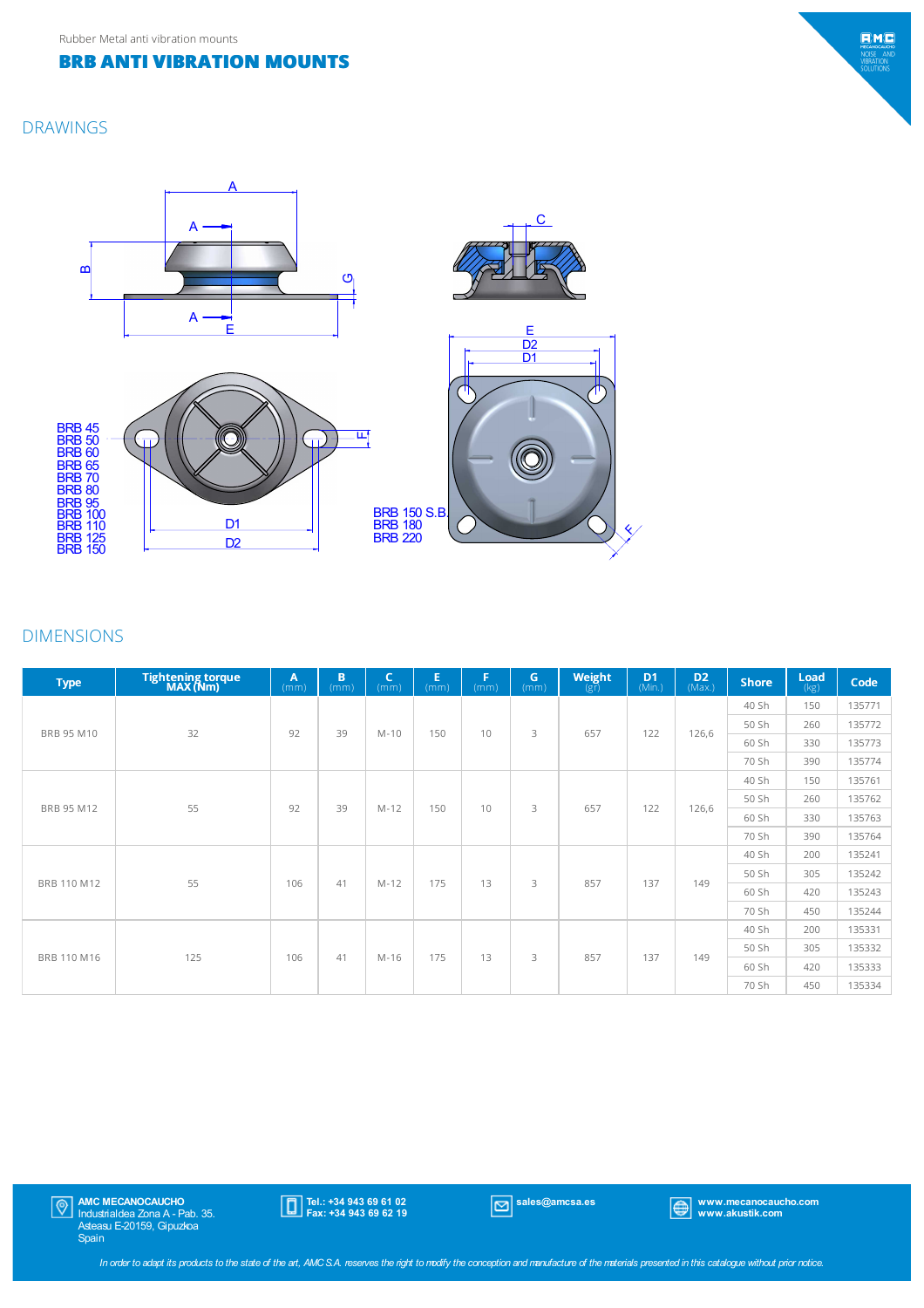Rubber Metal anti vibration mounts

# BRB ANTI VIBRATION MOUNTS

## DRAWINGS

BRB 45
BRB 50
BRB 60
BRB 65
BRB 70
BRB 80
BRB 95
BRB 100
BRB 110
BRB 125
BRB 150

BRB 150 S.B.
BRB 180
BRB 220

## DIMENSIONS

| Type | Tightening torque MAX (Nm) | A (mm) | B (mm) | C (mm) | E (mm) | F (mm) | G (mm) | Weight (gr) | D1 (Min.) | D2 (Max.) | Shore | Load (kg) | Code |
|---|---|---|---|---|---|---|---|---|---|---|---|---|---|
| BRB 95 M10 | 32 | 92 | 39 | M-10 | 150 | 10 | 3 | 657 | 122 | 126,6 | 40 Sh | 150 | 135771 |
| | | | | | | | | | | | 50 Sh | 260 | 135772 |
| | | | | | | | | | | | 60 Sh | 330 | 135773 |
| | | | | | | | | | | | 70 Sh | 390 | 135774 |
| BRB 95 M12 | 55 | 92 | 39 | M-12 | 150 | 10 | 3 | 657 | 122 | 126,6 | 40 Sh | 150 | 135761 |
| | | | | | | | | | | | 50 Sh | 260 | 135762 |
| | | | | | | | | | | | 60 Sh | 330 | 135763 |
| | | | | | | | | | | | 70 Sh | 390 | 135764 |
| BRB 110 M12 | 55 | 106 | 41 | M-12 | 175 | 13 | 3 | 857 | 137 | 149 | 40 Sh | 200 | 135241 |
| | | | | | | | | | | | 50 Sh | 305 | 135242 |
| | | | | | | | | | | | 60 Sh | 420 | 135243 |
| | | | | | | | | | | | 70 Sh | 450 | 135244 |
| BRB 110 M16 | 125 | 106 | 41 | M-16 | 175 | 13 | 3 | 857 | 137 | 149 | 40 Sh | 200 | 135331 |
| | | | | | | | | | | | 50 Sh | 305 | 135332 |
| | | | | | | | | | | | 60 Sh | 420 | 135333 |
| | | | | | | | | | | | 70 Sh | 450 | 135334 |

**AMC MECANOCAUCHO**
Industrialdea Zona A - Pab. 35.
Asteasu E-20159, Gipuzkoa
Spain

**Tel.: +34 943 69 61 02**
**Fax: +34 943 69 62 19**

**sales@amcsa.es**

**www.mecanocaucho.com**
**www.akustik.com**

*In order to adapt its products to the state of the art, AMC S.A. reserves the right to modify the conception and manufacture of the materials presented in this catalogue without prior notice.*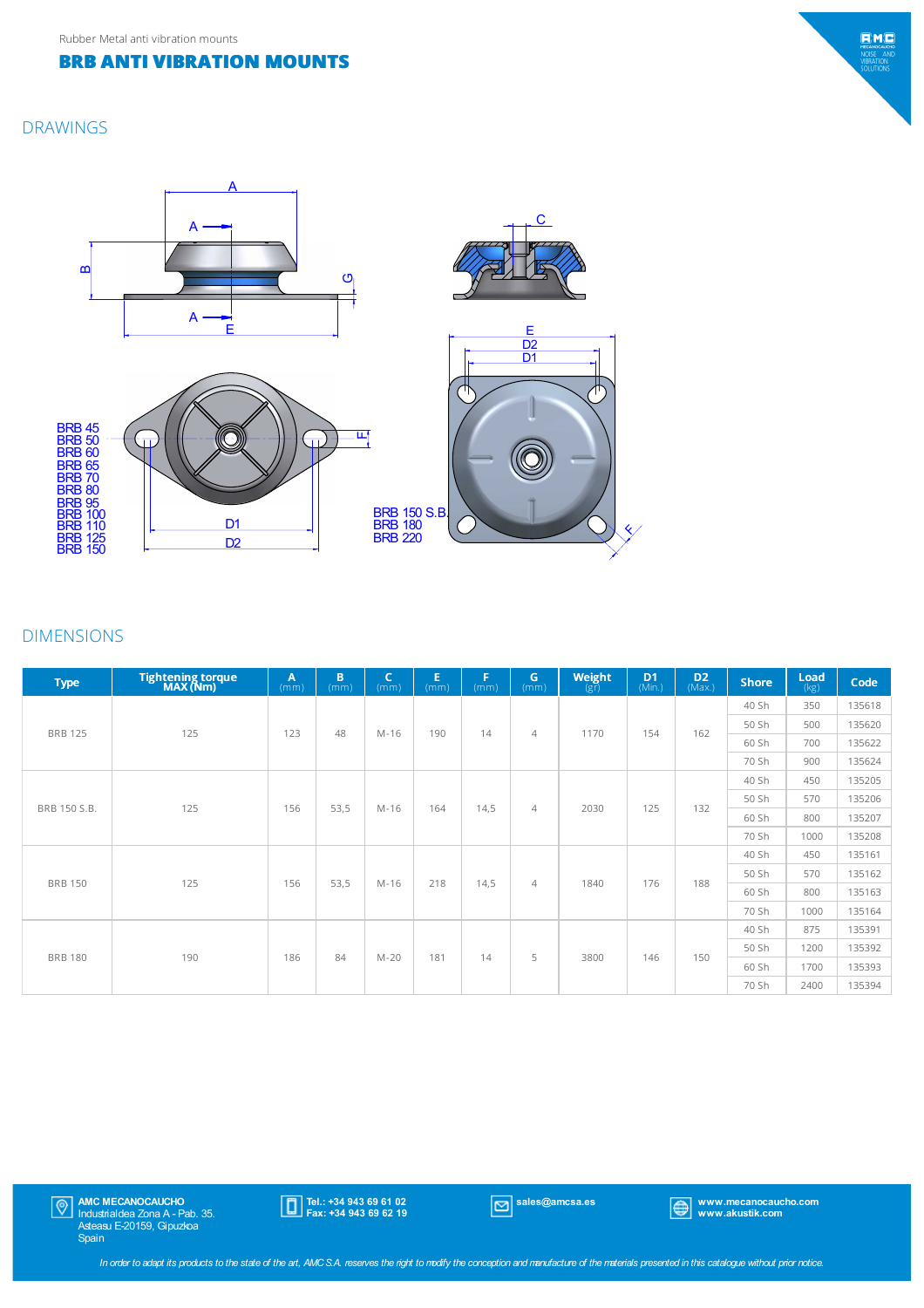Rubber Metal anti vibration mounts

# BRB ANTI VIBRATION MOUNTS

## DRAWINGS

BRB 45
BRB 50
BRB 60
BRB 65
BRB 70
BRB 80
BRB 95
BRB 100
BRB 110
BRB 125
BRB 150

BRB 150 S.B.
BRB 180
BRB 220

## DIMENSIONS

| Type | Tightening torque MAX (Nm) | A (mm) | B (mm) | C (mm) | E (mm) | F (mm) | G (mm) | Weight (gr) | D1 (Min.) | D2 (Max.) | Shore | Load (kg) | Code |
|---|---|---|---|---|---|---|---|---|---|---|---|---|---|
| BRB 125 | 125 | 123 | 48 | M-16 | 190 | 14 | 4 | 1170 | 154 | 162 | 40 Sh | 350 | 135618 |
| | | | | | | | | | | | 50 Sh | 500 | 135620 |
| | | | | | | | | | | | 60 Sh | 700 | 135622 |
| | | | | | | | | | | | 70 Sh | 900 | 135624 |
| BRB 150 S.B. | 125 | 156 | 53,5 | M-16 | 164 | 14,5 | 4 | 2030 | 125 | 132 | 40 Sh | 450 | 135205 |
| | | | | | | | | | | | 50 Sh | 570 | 135206 |
| | | | | | | | | | | | 60 Sh | 800 | 135207 |
| | | | | | | | | | | | 70 Sh | 1000 | 135208 |
| BRB 150 | 125 | 156 | 53,5 | M-16 | 218 | 14,5 | 4 | 1840 | 176 | 188 | 40 Sh | 450 | 135161 |
| | | | | | | | | | | | 50 Sh | 570 | 135162 |
| | | | | | | | | | | | 60 Sh | 800 | 135163 |
| | | | | | | | | | | | 70 Sh | 1000 | 135164 |
| BRB 180 | 190 | 186 | 84 | M-20 | 181 | 14 | 5 | 3800 | 146 | 150 | 40 Sh | 875 | 135391 |
| | | | | | | | | | | | 50 Sh | 1200 | 135392 |
| | | | | | | | | | | | 60 Sh | 1700 | 135393 |
| | | | | | | | | | | | 70 Sh | 2400 | 135394 |

**AMC MECANOCAUCHO**
Industrialdea Zona A - Pab. 35.
Asteasu E-20159, Gipuzkoa
Spain

**Tel.: +34 943 69 61 02**
**Fax: +34 943 69 62 19**

**sales@amcsa.es**

**www.mecanocaucho.com**
**www.akustik.com**

*In order to adapt its products to the state of the art, AMC S.A. reserves the right to modify the conception and manufacture of the materials presented in this catalogue without prior notice.*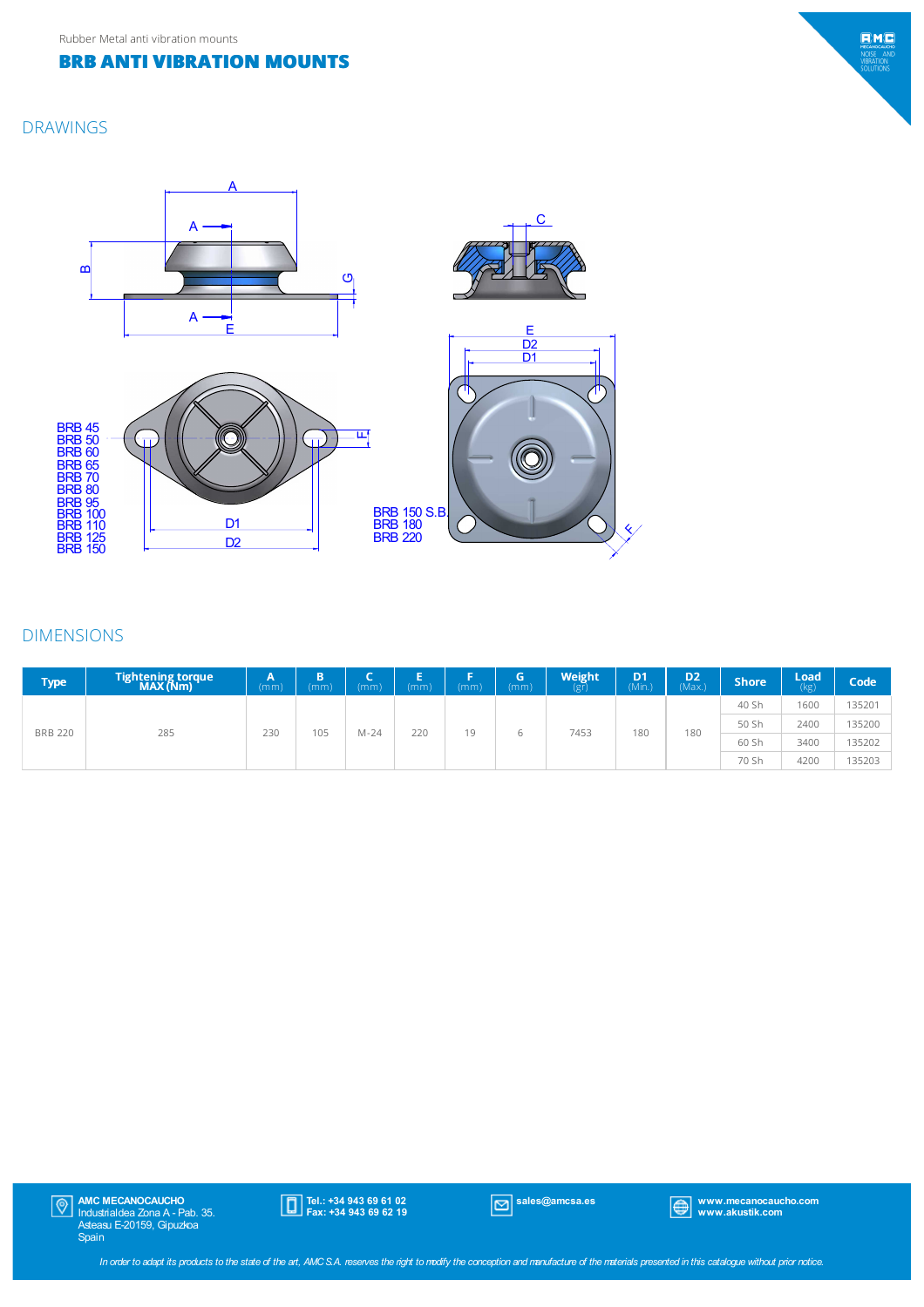Rubber Metal anti vibration mounts

# BRB ANTI VIBRATION MOUNTS

## DRAWINGS

BRB 45
BRB 50
BRB 60
BRB 65
BRB 70
BRB 80
BRB 95
BRB 100
BRB 110
BRB 125
BRB 150

BRB 150 S.B.
BRB 180
BRB 220

## DIMENSIONS

| Type | Tightening torque MAX (Nm) | A (mm) | B (mm) | C (mm) | E (mm) | F (mm) | G (mm) | Weight (gr) | D1 (Min.) | D2 (Max.) | Shore | Load (kg) | Code |
|---|---|---|---|---|---|---|---|---|---|---|---|---|---|
| BRB 220 | 285 | 230 | 105 | M-24 | 220 | 19 | 6 | 7453 | 180 | 180 | 40 Sh | 1600 | 135201 |
| | | | | | | | | | | | 50 Sh | 2400 | 135200 |
| | | | | | | | | | | | 60 Sh | 3400 | 135202 |
| | | | | | | | | | | | 70 Sh | 4200 | 135203 |

**AMC MECANOCAUCHO**
Industrialdea Zona A - Pab. 35.
Asteasu E-20159, Gipuzkoa
Spain

**Tel.: +34 943 69 61 02**
**Fax: +34 943 69 62 19**

**sales@amcsa.es**

**www.mecanocaucho.com**
**www.akustik.com**

*In order to adapt its products to the state of the art, AMC S.A. reserves the right to modify the conception and manufacture of the materials presented in this catalogue without prior notice.*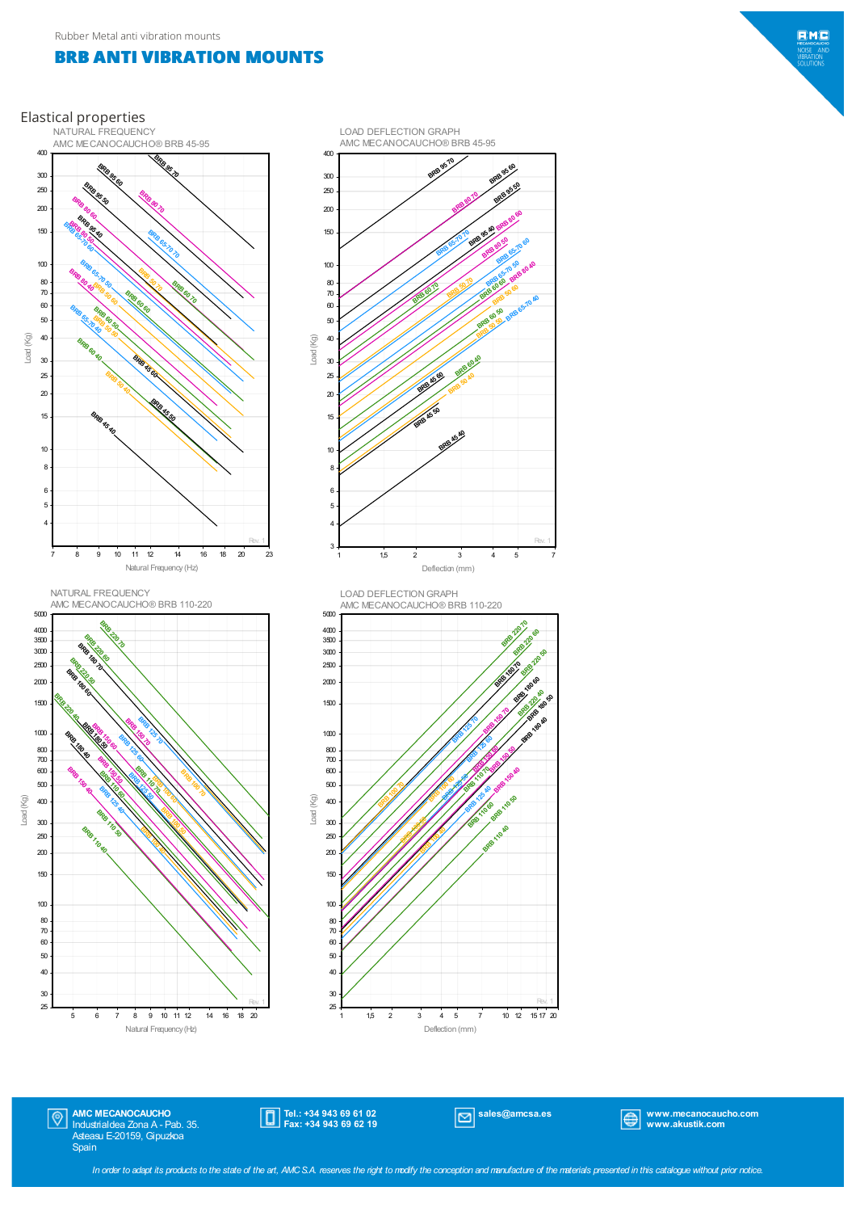Rubber Metal anti vibration mounts

# BRB ANTI VIBRATION MOUNTS

## Elastical properties

NATURAL FREQUENCY
AMC MECANOCAUCHO® BRB 45-95

LOAD DEFLECTION GRAPH
AMC MECANOCAUCHO® BRB 45-95

NATURAL FREQUENCY
AMC MECANOCAUCHO® BRB 110-220

LOAD DEFLECTION GRAPH
AMC MECANOCAUCHO® BRB 110-220

**AMC MECANOCAUCHO**
Industrialdea Zona A - Pab. 35.
Asteasu E-20159, Gipuzkoa
Spain

**Tel.: +34 943 69 61 02**
**Fax: +34 943 69 62 19**

**sales@amcsa.es**

**www.mecanocaucho.com**
**www.akustik.com**

*In order to adapt its products to the state of the art, AMC S.A. reserves the right to modify the conception and manufacture of the materials presented in this catalogue without prior notice.*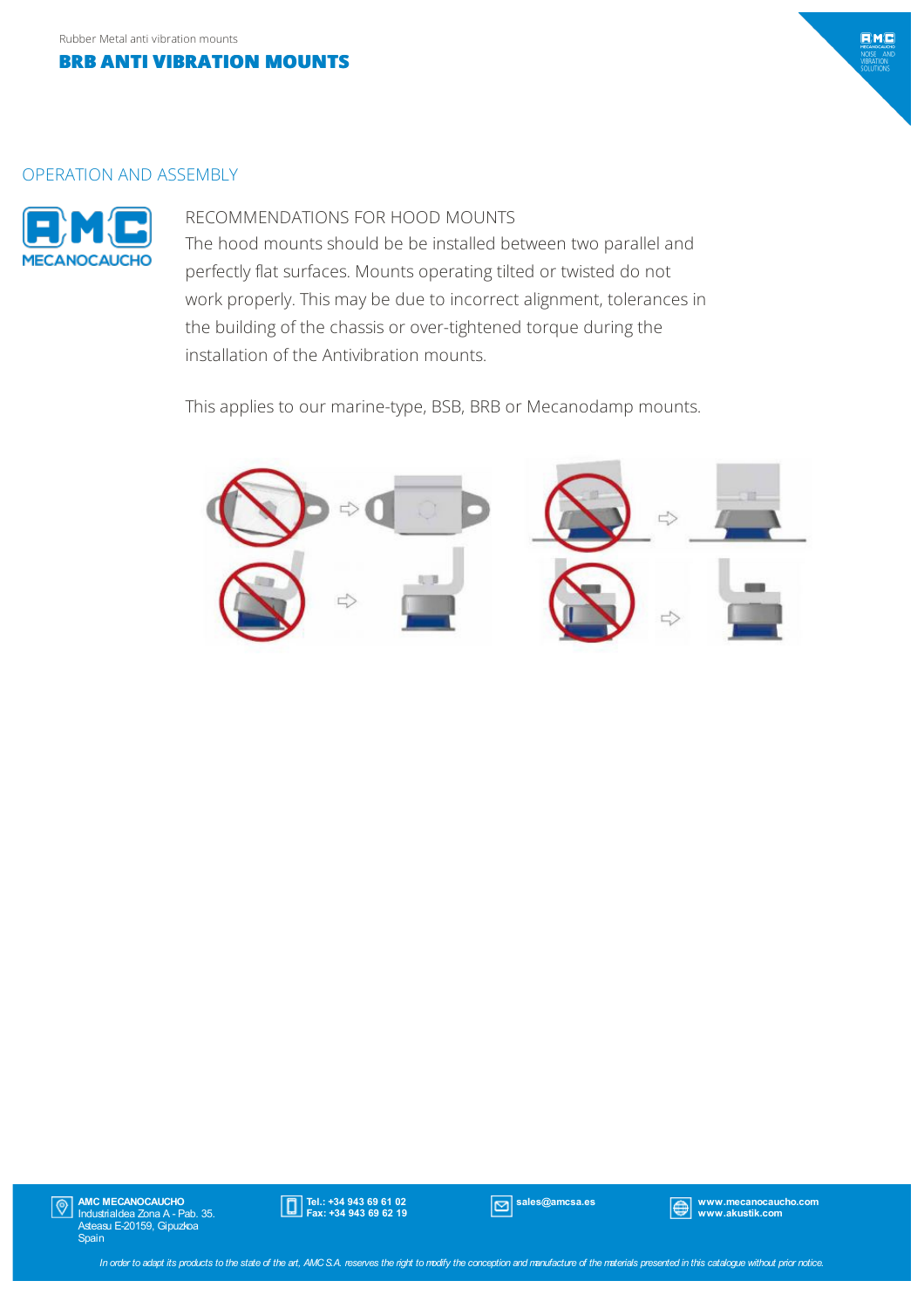## OPERATION AND ASSEMBLY

### RECOMMENDATIONS FOR HOOD MOUNTS

The hood mounts should be be installed between two parallel and perfectly flat surfaces. Mounts operating tilted or twisted do not work properly. This may be due to incorrect alignment, tolerances in the building of the chassis or over-tightened torque during the installation of the Antivibration mounts.

This applies to our marine-type, BSB, BRB or Mecanodamp mounts.

**AMC MECANOCAUCHO**
Industrialdea Zona A - Pab. 35.
Asteasu E-20159, Gipuzkoa
Spain

**Tel.: +34 943 69 61 02**
**Fax: +34 943 69 62 19**

**sales@amcsa.es**

**www.mecanocaucho.com**
**www.akustik.com**

*In order to adapt its products to the state of the art, AMC S.A. reserves the right to modify the conception and manufacture of the materials presented in this catalogue without prior notice.*